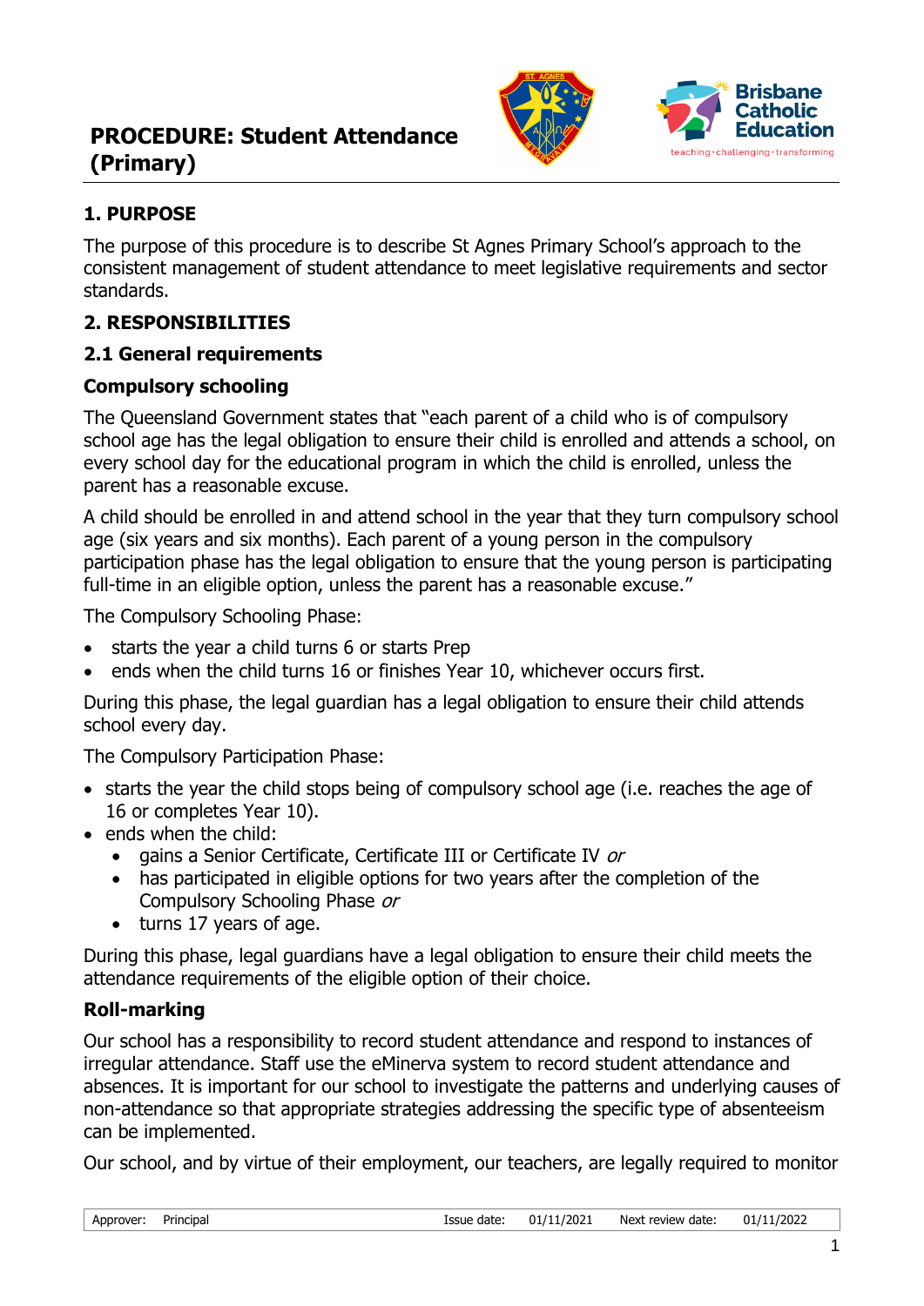# PROCEDURE: Student Attendance (Primary)

## 1. PURPOSE

The purpose of this procedure is to describe St Agnes Primary School's approach to the consistent management of student attendance to meet legislative requirements and sector standards.

## 2. RESPONSIBILITIES

### 2.1 General requirements

**Compulsory schooling**

The Queensland Government states that "each parent of a child who is of compulsory school age has the legal obligation to ensure their child is enrolled and attends a school, on every school day for the educational program in which the child is enrolled, unless the parent has a reasonable excuse.

A child should be enrolled in and attend school in the year that they turn compulsory school age (six years and six months). Each parent of a young person in the compulsory participation phase has the legal obligation to ensure that the young person is participating full-time in an eligible option, unless the parent has a reasonable excuse."

The Compulsory Schooling Phase:

- starts the year a child turns 6 or starts Prep
- ends when the child turns 16 or finishes Year 10, whichever occurs first.

During this phase, the legal guardian has a legal obligation to ensure their child attends school every day.

The Compulsory Participation Phase:

- starts the year the child stops being of compulsory school age (i.e. reaches the age of 16 or completes Year 10).
- ends when the child:
  - gains a Senior Certificate, Certificate III or Certificate IV *or*
  - has participated in eligible options for two years after the completion of the Compulsory Schooling Phase *or*
  - turns 17 years of age.

During this phase, legal guardians have a legal obligation to ensure their child meets the attendance requirements of the eligible option of their choice.

**Roll-marking**

Our school has a responsibility to record student attendance and respond to instances of irregular attendance. Staff use the eMinerva system to record student attendance and absences. It is important for our school to investigate the patterns and underlying causes of non-attendance so that appropriate strategies addressing the specific type of absenteeism can be implemented.

Our school, and by virtue of their employment, our teachers, are legally required to monitor

| Approver: | Principal | Issue date: | 01/11/2021 | Next review date: | 01/11/2022 |
|---|---|---|---|---|---|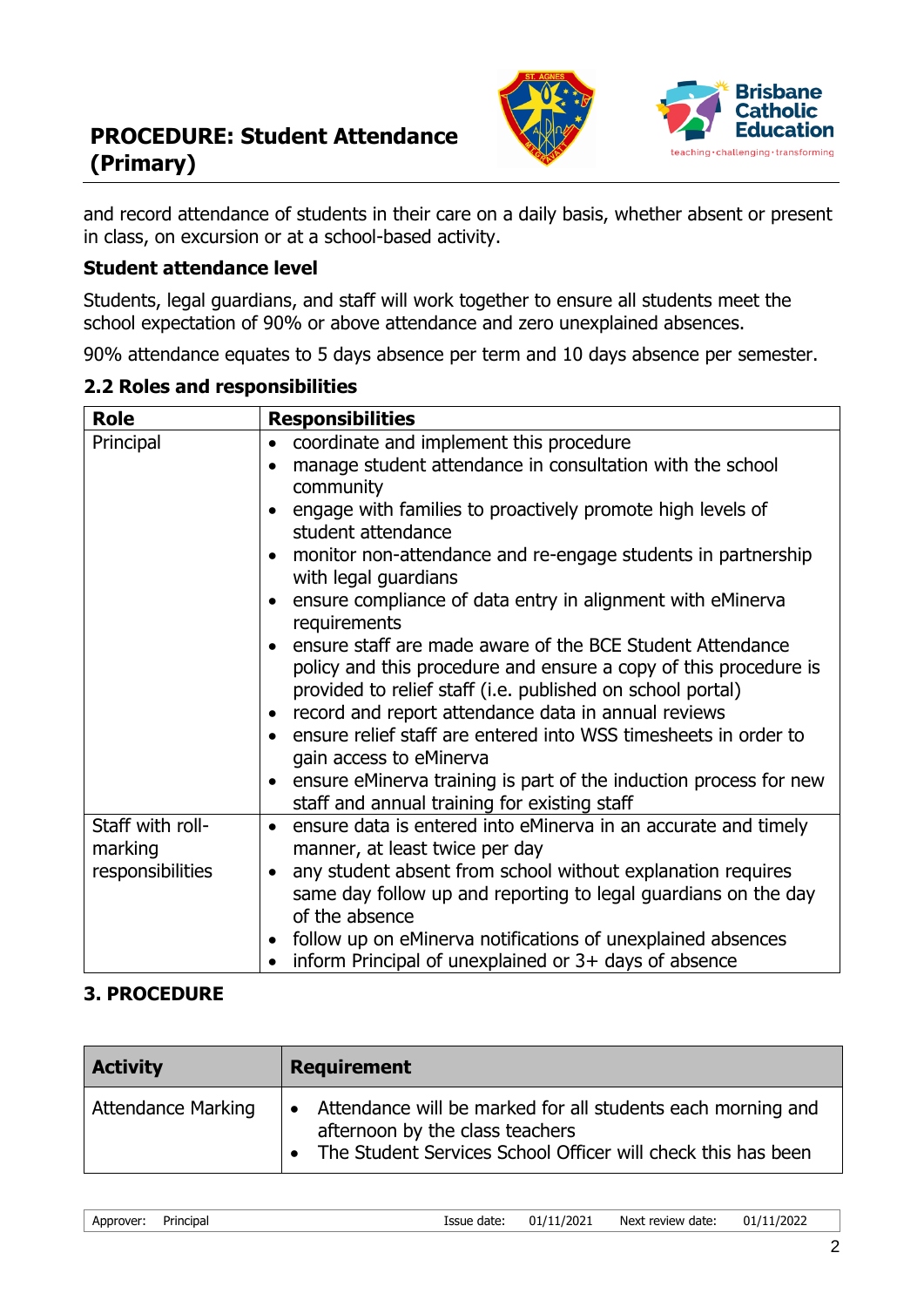and record attendance of students in their care on a daily basis, whether absent or present in class, on excursion or at a school-based activity.

**Student attendance level**

Students, legal guardians, and staff will work together to ensure all students meet the school expectation of 90% or above attendance and zero unexplained absences.

90% attendance equates to 5 days absence per term and 10 days absence per semester.

### 2.2 Roles and responsibilities

| Role | Responsibilities |
|---|---|
| Principal | • coordinate and implement this procedure<br>• manage student attendance in consultation with the school community<br>• engage with families to proactively promote high levels of student attendance<br>• monitor non-attendance and re-engage students in partnership with legal guardians<br>• ensure compliance of data entry in alignment with eMinerva requirements<br>• ensure staff are made aware of the BCE Student Attendance policy and this procedure and ensure a copy of this procedure is provided to relief staff (i.e. published on school portal)<br>• record and report attendance data in annual reviews<br>• ensure relief staff are entered into WSS timesheets in order to gain access to eMinerva<br>• ensure eMinerva training is part of the induction process for new staff and annual training for existing staff |
| Staff with roll-marking responsibilities | • ensure data is entered into eMinerva in an accurate and timely manner, at least twice per day<br>• any student absent from school without explanation requires same day follow up and reporting to legal guardians on the day of the absence<br>• follow up on eMinerva notifications of unexplained absences<br>• inform Principal of unexplained or 3+ days of absence |

## 3. PROCEDURE

| Activity | Requirement |
|---|---|
| Attendance Marking | • Attendance will be marked for all students each morning and afternoon by the class teachers<br>• The Student Services School Officer will check this has been |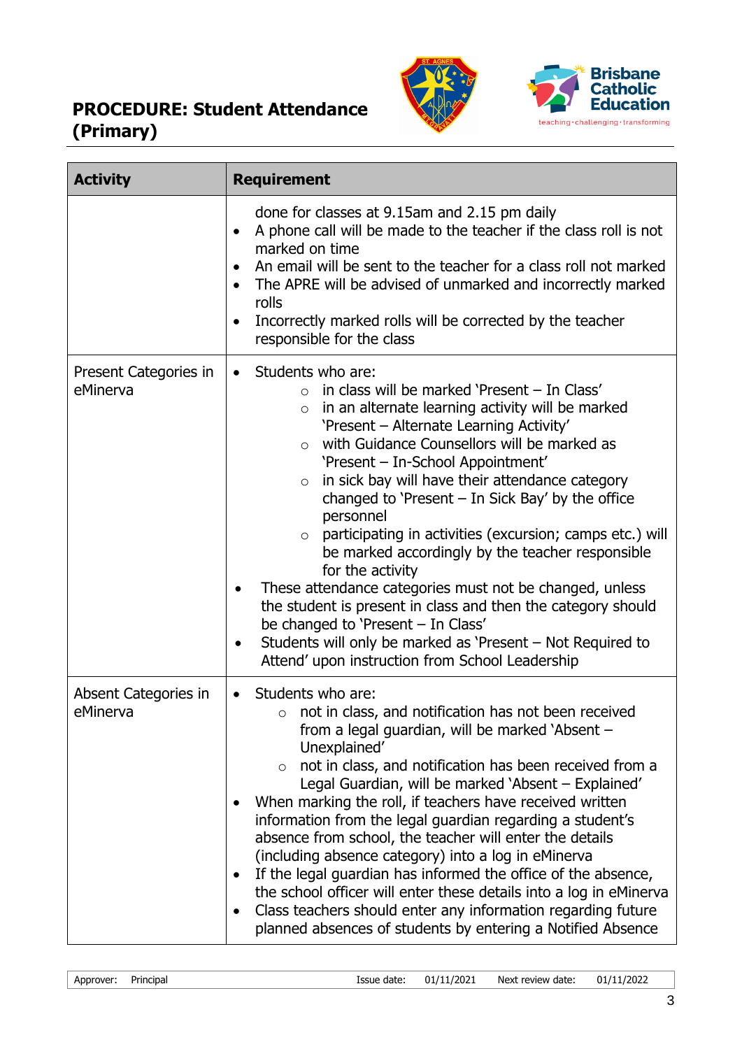| Activity | Requirement |
|---|---|
| | done for classes at 9.15am and 2.15 pm daily<br>• A phone call will be made to the teacher if the class roll is not marked on time<br>• An email will be sent to the teacher for a class roll not marked<br>• The APRE will be advised of unmarked and incorrectly marked rolls<br>• Incorrectly marked rolls will be corrected by the teacher responsible for the class |
| Present Categories in eMinerva | • Students who are:<br>○ in class will be marked 'Present – In Class'<br>○ in an alternate learning activity will be marked 'Present – Alternate Learning Activity'<br>○ with Guidance Counsellors will be marked as 'Present – In-School Appointment'<br>○ in sick bay will have their attendance category changed to 'Present – In Sick Bay' by the office personnel<br>○ participating in activities (excursion; camps etc.) will be marked accordingly by the teacher responsible for the activity<br>• These attendance categories must not be changed, unless the student is present in class and then the category should be changed to 'Present – In Class'<br>• Students will only be marked as 'Present – Not Required to Attend' upon instruction from School Leadership |
| Absent Categories in eMinerva | • Students who are:<br>○ not in class, and notification has not been received from a legal guardian, will be marked 'Absent – Unexplained'<br>○ not in class, and notification has been received from a Legal Guardian, will be marked 'Absent – Explained'<br>• When marking the roll, if teachers have received written information from the legal guardian regarding a student's absence from school, the teacher will enter the details (including absence category) into a log in eMinerva<br>• If the legal guardian has informed the office of the absence, the school officer will enter these details into a log in eMinerva<br>• Class teachers should enter any information regarding future planned absences of students by entering a Notified Absence |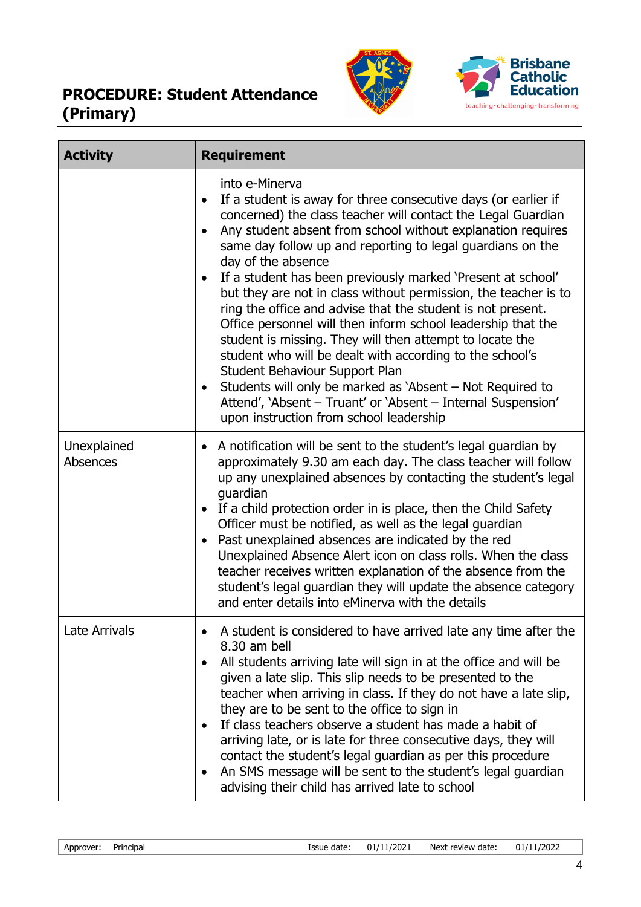| Activity | Requirement |
|---|---|
| | into e-Minerva<br>• If a student is away for three consecutive days (or earlier if concerned) the class teacher will contact the Legal Guardian<br>• Any student absent from school without explanation requires same day follow up and reporting to legal guardians on the day of the absence<br>• If a student has been previously marked 'Present at school' but they are not in class without permission, the teacher is to ring the office and advise that the student is not present. Office personnel will then inform school leadership that the student is missing. They will then attempt to locate the student who will be dealt with according to the school's Student Behaviour Support Plan<br>• Students will only be marked as 'Absent – Not Required to Attend', 'Absent – Truant' or 'Absent – Internal Suspension' upon instruction from school leadership |
| Unexplained Absences | • A notification will be sent to the student's legal guardian by approximately 9.30 am each day. The class teacher will follow up any unexplained absences by contacting the student's legal guardian<br>• If a child protection order in is place, then the Child Safety Officer must be notified, as well as the legal guardian<br>• Past unexplained absences are indicated by the red Unexplained Absence Alert icon on class rolls. When the class teacher receives written explanation of the absence from the student's legal guardian they will update the absence category and enter details into eMinerva with the details |
| Late Arrivals | • A student is considered to have arrived late any time after the 8.30 am bell<br>• All students arriving late will sign in at the office and will be given a late slip. This slip needs to be presented to the teacher when arriving in class. If they do not have a late slip, they are to be sent to the office to sign in<br>• If class teachers observe a student has made a habit of arriving late, or is late for three consecutive days, they will contact the student's legal guardian as per this procedure<br>• An SMS message will be sent to the student's legal guardian advising their child has arrived late to school |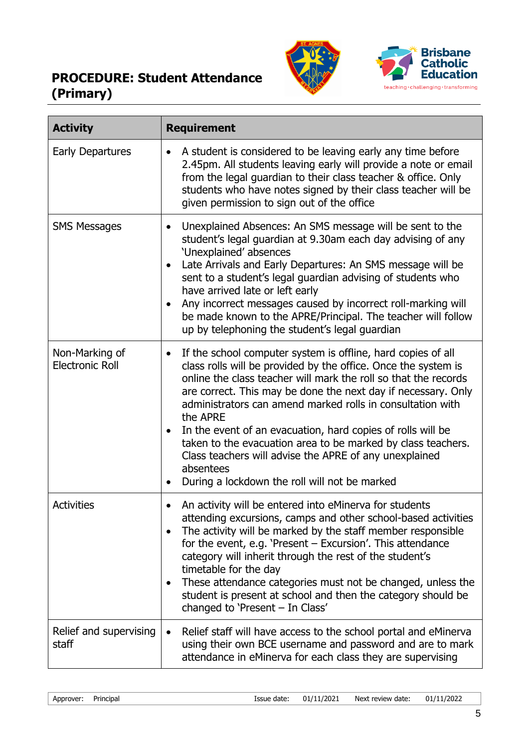| Activity | Requirement |
|---|---|
| Early Departures | • A student is considered to be leaving early any time before 2.45pm. All students leaving early will provide a note or email from the legal guardian to their class teacher & office. Only students who have notes signed by their class teacher will be given permission to sign out of the office |
| SMS Messages | • Unexplained Absences: An SMS message will be sent to the student's legal guardian at 9.30am each day advising of any 'Unexplained' absences<br>• Late Arrivals and Early Departures: An SMS message will be sent to a student's legal guardian advising of students who have arrived late or left early<br>• Any incorrect messages caused by incorrect roll-marking will be made known to the APRE/Principal. The teacher will follow up by telephoning the student's legal guardian |
| Non-Marking of Electronic Roll | • If the school computer system is offline, hard copies of all class rolls will be provided by the office. Once the system is online the class teacher will mark the roll so that the records are correct. This may be done the next day if necessary. Only administrators can amend marked rolls in consultation with the APRE<br>• In the event of an evacuation, hard copies of rolls will be taken to the evacuation area to be marked by class teachers. Class teachers will advise the APRE of any unexplained absentees<br>• During a lockdown the roll will not be marked |
| Activities | • An activity will be entered into eMinerva for students attending excursions, camps and other school-based activities<br>• The activity will be marked by the staff member responsible for the event, e.g. 'Present – Excursion'. This attendance category will inherit through the rest of the student's timetable for the day<br>• These attendance categories must not be changed, unless the student is present at school and then the category should be changed to 'Present – In Class' |
| Relief and supervising staff | • Relief staff will have access to the school portal and eMinerva using their own BCE username and password and are to mark attendance in eMinerva for each class they are supervising |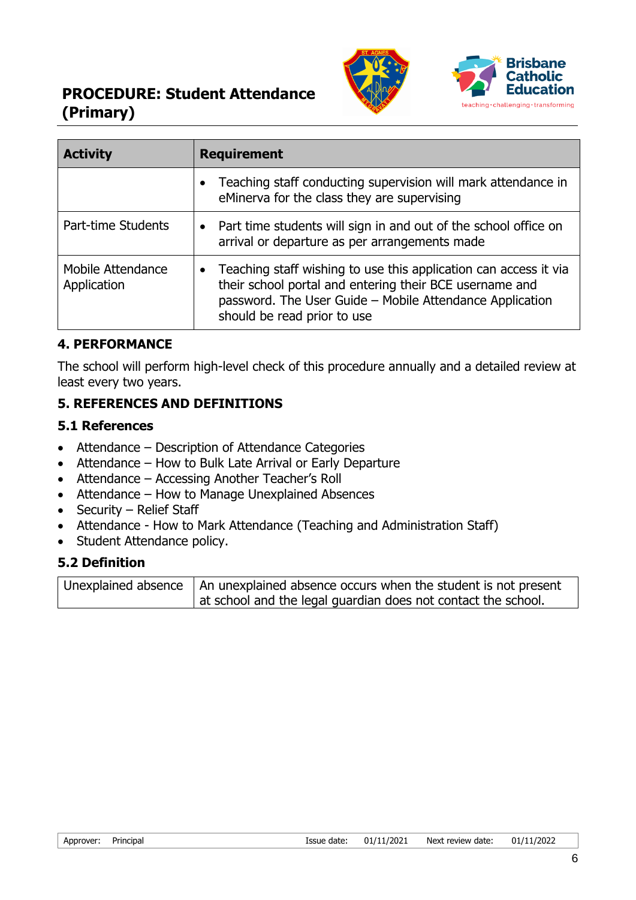| Activity | Requirement |
|---|---|
| | • Teaching staff conducting supervision will mark attendance in eMinerva for the class they are supervising |
| Part-time Students | • Part time students will sign in and out of the school office on arrival or departure as per arrangements made |
| Mobile Attendance Application | • Teaching staff wishing to use this application can access it via their school portal and entering their BCE username and password. The User Guide – Mobile Attendance Application should be read prior to use |

## 4. PERFORMANCE

The school will perform high-level check of this procedure annually and a detailed review at least every two years.

## 5. REFERENCES AND DEFINITIONS

### 5.1 References

- Attendance – Description of Attendance Categories
- Attendance – How to Bulk Late Arrival or Early Departure
- Attendance – Accessing Another Teacher's Roll
- Attendance – How to Manage Unexplained Absences
- Security – Relief Staff
- Attendance - How to Mark Attendance (Teaching and Administration Staff)
- Student Attendance policy.

### 5.2 Definition

| | |
|---|---|
| Unexplained absence | An unexplained absence occurs when the student is not present at school and the legal guardian does not contact the school. |